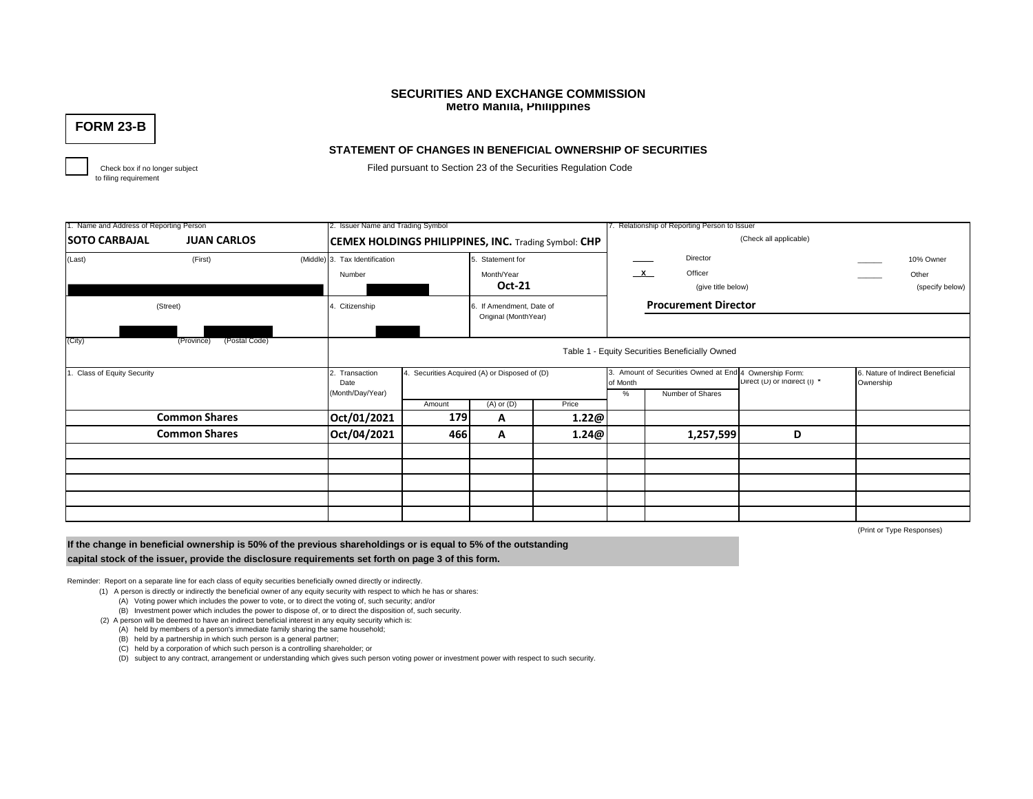# SECURITIES AND EXCHANGE COMMISSION
**Metro Manila, Philippines**

**FORM 23-B**

### STATEMENT OF CHANGES IN BENEFICIAL OWNERSHIP OF SECURITIES

☐ Check box if no longer subject to filing requirement

Filed pursuant to Section 23 of the Securities Regulation Code

| 1. Name and Address of Reporting Person | 2. Issuer Name and Trading Symbol | | 7. Relationship of Reporting Person to Issuer (Check all applicable) |
|---|---|---|---|
| **SOTO CARBAJAL** (Last) **JUAN CARLOS** (First) (Middle) | **CEMEX HOLDINGS PHILIPPINES, INC.** Trading Symbol: **CHP** | | ____ Director ______ 10% Owner |
| | 3. Tax Identification Number | 5. Statement for Month/Year **Oct-21** | \_X\_ Officer (give title below) ______ Other (specify below) |
| (Street) | 4. Citizenship | 6. If Amendment, Date of Original (MonthYear) | **Procurement Director** |
| (City) (Province) (Postal Code) | | | |

**Table 1 - Equity Securities Beneficially Owned**

| 1. Class of Equity Security | 2. Transaction Date (Month/Day/Year) | 4. Securities Acquired (A) or Disposed of (D) | | | 3. Amount of Securities Owned at End of Month | | 4 Ownership Form: Direct (D) or Indirect (I) * | 6. Nature of Indirect Beneficial Ownership |
|---|---|---|---|---|---|---|---|---|
| | | Amount | (A) or (D) | Price | % | Number of Shares | | |
| **Common Shares** | **Oct/01/2021** | **179** | **A** | **1.22@** | | | | |
| **Common Shares** | **Oct/04/2021** | **466** | **A** | **1.24@** | | **1,257,599** | **D** | |
| | | | | | | | | |
| | | | | | | | | |
| | | | | | | | | |
| | | | | | | | | |
| | | | | | | | | |

(Print or Type Responses)

**If the change in beneficial ownership is 50% of the previous shareholdings or is equal to 5% of the outstanding capital stock of the issuer, provide the disclosure requirements set forth on page 3 of this form.**

Reminder: Report on a separate line for each class of equity securities beneficially owned directly or indirectly.

(1) A person is directly or indirectly the beneficial owner of any equity security with respect to which he has or shares:
- (A) Voting power which includes the power to vote, or to direct the voting of, such security; and/or
- (B) Investment power which includes the power to dispose of, or to direct the disposition of, such security.

(2) A person will be deemed to have an indirect beneficial interest in any equity security which is:
- (A) held by members of a person's immediate family sharing the same household;
- (B) held by a partnership in which such person is a general partner;
- (C) held by a corporation of which such person is a controlling shareholder; or
- (D) subject to any contract, arrangement or understanding which gives such person voting power or investment power with respect to such security.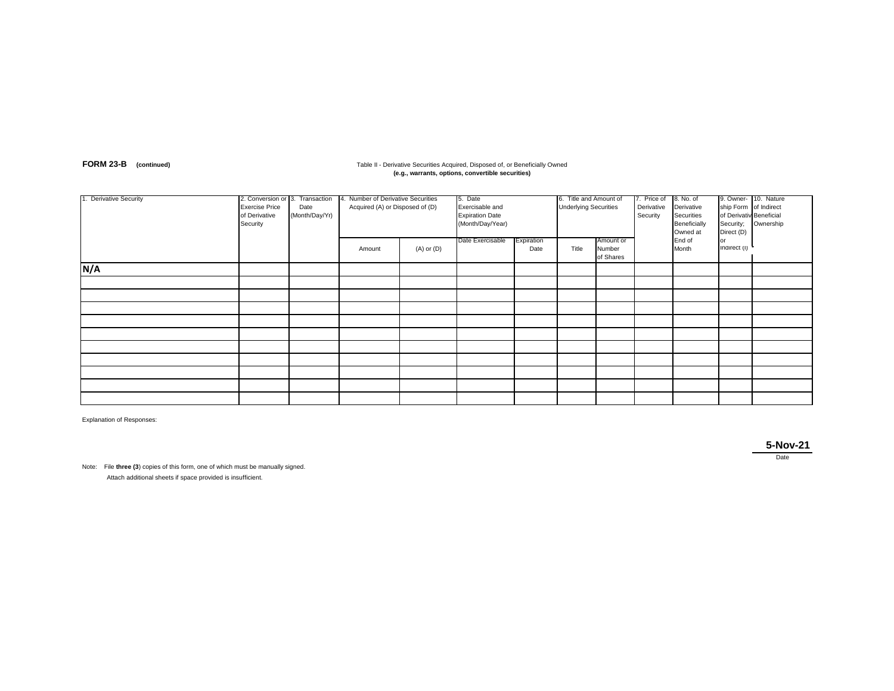**FORM 23-B** **(continued)**

Table II - Derivative Securities Acquired, Disposed of, or Beneficially Owned
**(e.g., warrants, options, convertible securities)**

| 1. Derivative Security | 2. Conversion or Exercise Price of Derivative Security | 3. Transaction Date (Month/Day/Yr) | 4. Number of Derivative Securities Acquired (A) or Disposed of (D) | | 5. Date Exercisable and Expiration Date (Month/Day/Year) | | 6. Title and Amount of Underlying Securities | | 7. Price of Derivative Security | 8. No. of Derivative Securities Beneficially Owned at End of Month | 9. Owner-ship Form of Derivative Security; Direct (D) or Indirect (I) | 10. Nature of Indirect Beneficial Ownership |
|---|---|---|---|---|---|---|---|---|---|---|---|---|
| | | | Amount | (A) or (D) | Date Exercisable | Expiration Date | Title | Amount or Number of Shares | | | | |
| **N/A** | | | | | | | | | | | | |
| | | | | | | | | | | | | |
| | | | | | | | | | | | | |
| | | | | | | | | | | | | |
| | | | | | | | | | | | | |
| | | | | | | | | | | | | |
| | | | | | | | | | | | | |
| | | | | | | | | | | | | |
| | | | | | | | | | | | | |
| | | | | | | | | | | | | |
| | | | | | | | | | | | | |

Explanation of Responses:

**5-Nov-21**
Date

Note: File **three (3**) copies of this form, one of which must be manually signed.
Attach additional sheets if space provided is insufficient.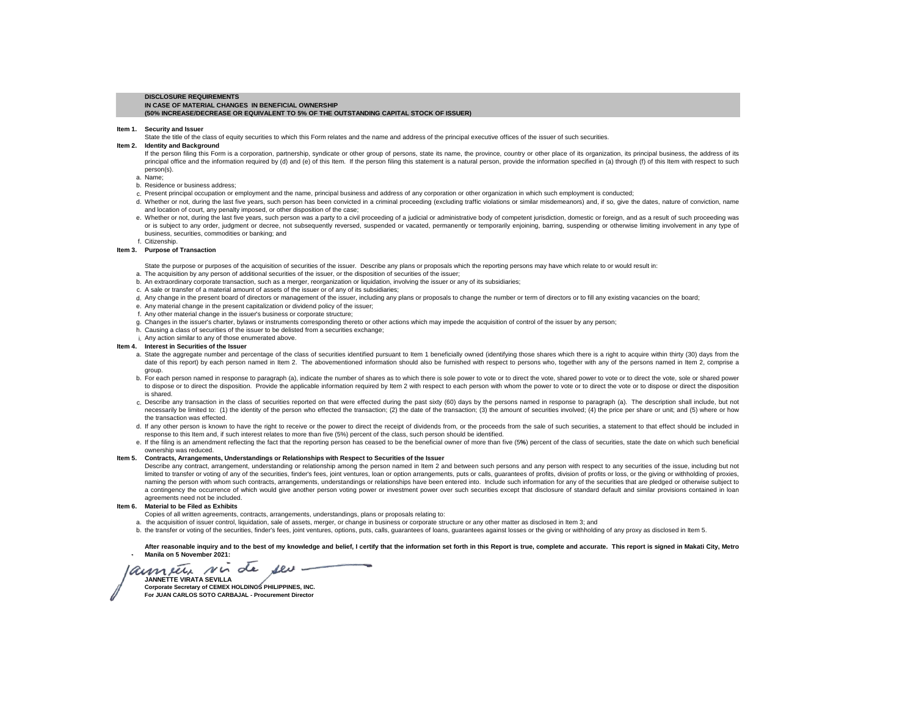**DISCLOSURE REQUIREMENTS**
**IN CASE OF MATERIAL CHANGES IN BENEFICIAL OWNERSHIP**
**(50% INCREASE/DECREASE OR EQUIVALENT TO 5% OF THE OUTSTANDING CAPITAL STOCK OF ISSUER)**

**Item 1. Security and Issuer**

State the title of the class of equity securities to which this Form relates and the name and address of the principal executive offices of the issuer of such securities.

**Item 2. Identity and Background**

If the person filing this Form is a corporation, partnership, syndicate or other group of persons, state its name, the province, country or other place of its organization, its principal business, the address of its principal office and the information required by (d) and (e) of this Item. If the person filing this statement is a natural person, provide the information specified in (a) through (f) of this Item with respect to such person(s).

a. Name;
b. Residence or business address;
c. Present principal occupation or employment and the name, principal business and address of any corporation or other organization in which such employment is conducted;
d. Whether or not, during the last five years, such person has been convicted in a criminal proceeding (excluding traffic violations or similar misdemeanors) and, if so, give the dates, nature of conviction, name and location of court, any penalty imposed, or other disposition of the case;
e. Whether or not, during the last five years, such person was a party to a civil proceeding of a judicial or administrative body of competent jurisdiction, domestic or foreign, and as a result of such proceeding was or is subject to any order, judgment or decree, not subsequently reversed, suspended or vacated, permanently or temporarily enjoining, barring, suspending or otherwise limiting involvement in any type of business, securities, commodities or banking; and
f. Citizenship.

**Item 3. Purpose of Transaction**

State the purpose or purposes of the acquisition of securities of the issuer. Describe any plans or proposals which the reporting persons may have which relate to or would result in:

a. The acquisition by any person of additional securities of the issuer, or the disposition of securities of the issuer;
b. An extraordinary corporate transaction, such as a merger, reorganization or liquidation, involving the issuer or any of its subsidiaries;
c. A sale or transfer of a material amount of assets of the issuer or of any of its subsidiaries;
d. Any change in the present board of directors or management of the issuer, including any plans or proposals to change the number or term of directors or to fill any existing vacancies on the board;
e. Any material change in the present capitalization or dividend policy of the issuer;
f. Any other material change in the issuer's business or corporate structure;
g. Changes in the issuer's charter, bylaws or instruments corresponding thereto or other actions which may impede the acquisition of control of the issuer by any person;
h. Causing a class of securities of the issuer to be delisted from a securities exchange;
i. Any action similar to any of those enumerated above.

**Item 4. Interest in Securities of the Issuer**

a. State the aggregate number and percentage of the class of securities identified pursuant to Item 1 beneficially owned (identifying those shares which there is a right to acquire within thirty (30) days from the date of this report) by each person named in Item 2. The abovementioned information should also be furnished with respect to persons who, together with any of the persons named in Item 2, comprise a group.
b. For each person named in response to paragraph (a), indicate the number of shares as to which there is sole power to vote or to direct the vote, shared power to vote or to direct the vote, sole or shared power to dispose or to direct the disposition. Provide the applicable information required by Item 2 with respect to each person with whom the power to vote or to direct the vote or to dispose or direct the disposition is shared.
c. Describe any transaction in the class of securities reported on that were effected during the past sixty (60) days by the persons named in response to paragraph (a). The description shall include, but not necessarily be limited to: (1) the identity of the person who effected the transaction; (2) the date of the transaction; (3) the amount of securities involved; (4) the price per share or unit; and (5) where or how the transaction was effected.
d. If any other person is known to have the right to receive or the power to direct the receipt of dividends from, or the proceeds from the sale of such securities, a statement to that effect should be included in response to this Item and, if such interest relates to more than five (5%) percent of the class, such person should be identified.
e. If the filing is an amendment reflecting the fact that the reporting person has ceased to be the beneficial owner of more than five (5%) percent of the class of securities, state the date on which such beneficial ownership was reduced.

**Item 5. Contracts, Arrangements, Understandings or Relationships with Respect to Securities of the Issuer**

Describe any contract, arrangement, understanding or relationship among the person named in Item 2 and between such persons and any person with respect to any securities of the issue, including but not limited to transfer or voting of any of the securities, finder's fees, joint ventures, loan or option arrangements, puts or calls, guarantees of profits, division of profits or loss, or the giving or withholding of proxies, naming the person with whom such contracts, arrangements, understandings or relationships have been entered into. Include such information for any of the securities that are pledged or otherwise subject to a contingency the occurrence of which would give another person voting power or investment power over such securities except that disclosure of standard default and similar provisions contained in loan agreements need not be included.

**Item 6. Material to be Filed as Exhibits**

Copies of all written agreements, contracts, arrangements, understandings, plans or proposals relating to:

a. the acquisition of issuer control, liquidation, sale of assets, merger, or change in business or corporate structure or any other matter as disclosed in Item 3; and
b. the transfer or voting of the securities, finder's fees, joint ventures, options, puts, calls, guarantees of loans, guarantees against losses or the giving or withholding of any proxy as disclosed in Item 5.

**After reasonable inquiry and to the best of my knowledge and belief, I certify that the information set forth in this Report is true, complete and accurate. This report is signed in Makati City, Metro Manila on 5 November 2021:**

**JANNETTE VIRATA SEVILLA**
**Corporate Secretary of CEMEX HOLDINGS PHILIPPINES, INC.**
**For JUAN CARLOS SOTO CARBAJAL - Procurement Director**